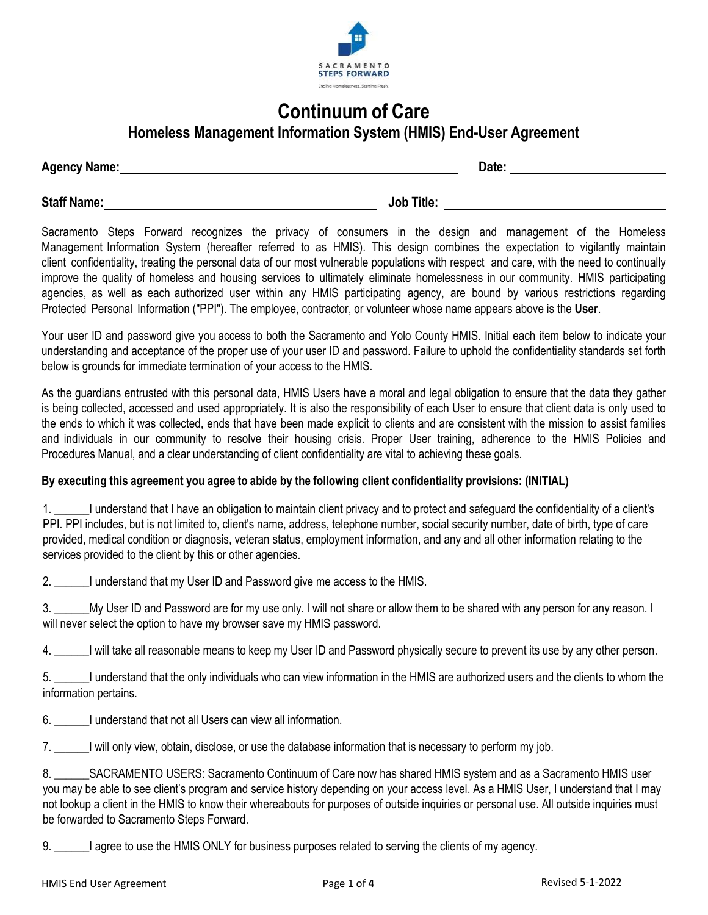SACRAMENTO STEPS FORWARD

Ending Homelessness. Starting Fresh.

# Continuum of Care

## Homeless Management Information System (HMIS) End-User Agreement

**Agency Name:** ______________________________ **Date:** ______________

**Staff Name:** ______________________________ **Job Title:** ______________

Sacramento Steps Forward recognizes the privacy of consumers in the design and management of the Homeless Management Information System (hereafter referred to as HMIS). This design combines the expectation to vigilantly maintain client confidentiality, treating the personal data of our most vulnerable populations with respect and care, with the need to continually improve the quality of homeless and housing services to ultimately eliminate homelessness in our community. HMIS participating agencies, as well as each authorized user within any HMIS participating agency, are bound by various restrictions regarding Protected Personal Information ("PPI"). The employee, contractor, or volunteer whose name appears above is the **User**.

Your user ID and password give you access to both the Sacramento and Yolo County HMIS. Initial each item below to indicate your understanding and acceptance of the proper use of your user ID and password. Failure to uphold the confidentiality standards set forth below is grounds for immediate termination of your access to the HMIS.

As the guardians entrusted with this personal data, HMIS Users have a moral and legal obligation to ensure that the data they gather is being collected, accessed and used appropriately. It is also the responsibility of each User to ensure that client data is only used to the ends to which it was collected, ends that have been made explicit to clients and are consistent with the mission to assist families and individuals in our community to resolve their housing crisis. Proper User training, adherence to the HMIS Policies and Procedures Manual, and a clear understanding of client confidentiality are vital to achieving these goals.

**By executing this agreement you agree to abide by the following client confidentiality provisions: (INITIAL)**

1. ______I understand that I have an obligation to maintain client privacy and to protect and safeguard the confidentiality of a client's PPI. PPI includes, but is not limited to, client's name, address, telephone number, social security number, date of birth, type of care provided, medical condition or diagnosis, veteran status, employment information, and any and all other information relating to the services provided to the client by this or other agencies.

2. ______I understand that my User ID and Password give me access to the HMIS.

3. ______My User ID and Password are for my use only. I will not share or allow them to be shared with any person for any reason. I will never select the option to have my browser save my HMIS password.

4. ______I will take all reasonable means to keep my User ID and Password physically secure to prevent its use by any other person.

5. ______I understand that the only individuals who can view information in the HMIS are authorized users and the clients to whom the information pertains.

6. ______I understand that not all Users can view all information.

7. ______I will only view, obtain, disclose, or use the database information that is necessary to perform my job.

8. ______SACRAMENTO USERS: Sacramento Continuum of Care now has shared HMIS system and as a Sacramento HMIS user you may be able to see client's program and service history depending on your access level. As a HMIS User, I understand that I may not lookup a client in the HMIS to know their whereabouts for purposes of outside inquiries or personal use. All outside inquiries must be forwarded to Sacramento Steps Forward.

9. ______I agree to use the HMIS ONLY for business purposes related to serving the clients of my agency.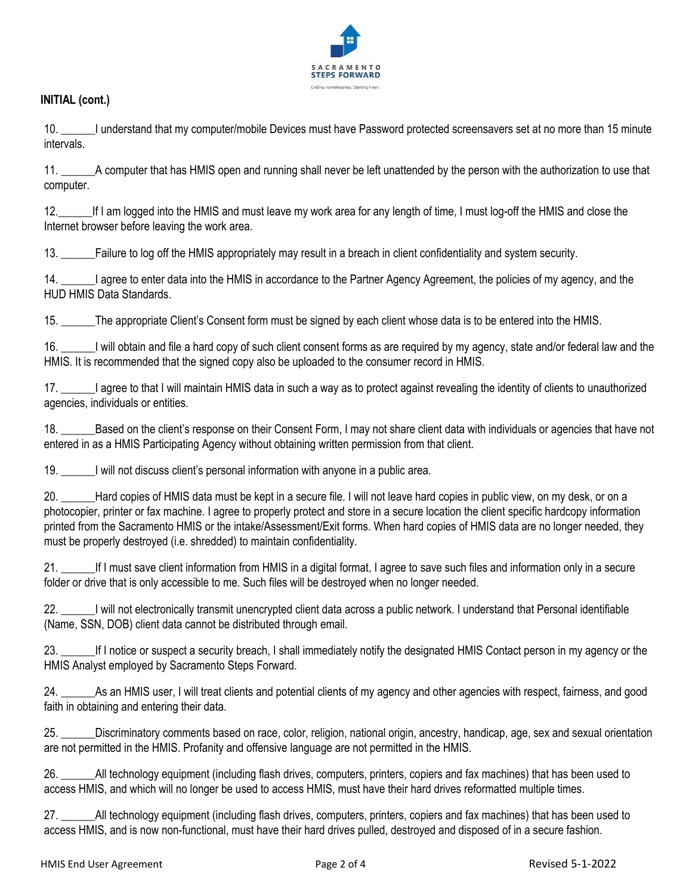**INITIAL (cont.)**

10. ______I understand that my computer/mobile Devices must have Password protected screensavers set at no more than 15 minute intervals.

11. ______A computer that has HMIS open and running shall never be left unattended by the person with the authorization to use that computer.

12.______If I am logged into the HMIS and must leave my work area for any length of time, I must log-off the HMIS and close the Internet browser before leaving the work area.

13. ______Failure to log off the HMIS appropriately may result in a breach in client confidentiality and system security.

14. ______I agree to enter data into the HMIS in accordance to the Partner Agency Agreement, the policies of my agency, and the HUD HMIS Data Standards.

15. ______The appropriate Client's Consent form must be signed by each client whose data is to be entered into the HMIS.

16. ______I will obtain and file a hard copy of such client consent forms as are required by my agency, state and/or federal law and the HMIS. It is recommended that the signed copy also be uploaded to the consumer record in HMIS.

17. ______I agree to that I will maintain HMIS data in such a way as to protect against revealing the identity of clients to unauthorized agencies, individuals or entities.

18. ______Based on the client's response on their Consent Form, I may not share client data with individuals or agencies that have not entered in as a HMIS Participating Agency without obtaining written permission from that client.

19. ______I will not discuss client's personal information with anyone in a public area.

20. ______Hard copies of HMIS data must be kept in a secure file. I will not leave hard copies in public view, on my desk, or on a photocopier, printer or fax machine. I agree to properly protect and store in a secure location the client specific hardcopy information printed from the Sacramento HMIS or the intake/Assessment/Exit forms. When hard copies of HMIS data are no longer needed, they must be properly destroyed (i.e. shredded) to maintain confidentiality.

21. ______If I must save client information from HMIS in a digital format, I agree to save such files and information only in a secure folder or drive that is only accessible to me. Such files will be destroyed when no longer needed.

22. ______I will not electronically transmit unencrypted client data across a public network. I understand that Personal identifiable (Name, SSN, DOB) client data cannot be distributed through email.

23. ______If I notice or suspect a security breach, I shall immediately notify the designated HMIS Contact person in my agency or the HMIS Analyst employed by Sacramento Steps Forward.

24. ______As an HMIS user, I will treat clients and potential clients of my agency and other agencies with respect, fairness, and good faith in obtaining and entering their data.

25. ______Discriminatory comments based on race, color, religion, national origin, ancestry, handicap, age, sex and sexual orientation are not permitted in the HMIS. Profanity and offensive language are not permitted in the HMIS.

26. ______All technology equipment (including flash drives, computers, printers, copiers and fax machines) that has been used to access HMIS, and which will no longer be used to access HMIS, must have their hard drives reformatted multiple times.

27. ______All technology equipment (including flash drives, computers, printers, copiers and fax machines) that has been used to access HMIS, and is now non-functional, must have their hard drives pulled, destroyed and disposed of in a secure fashion.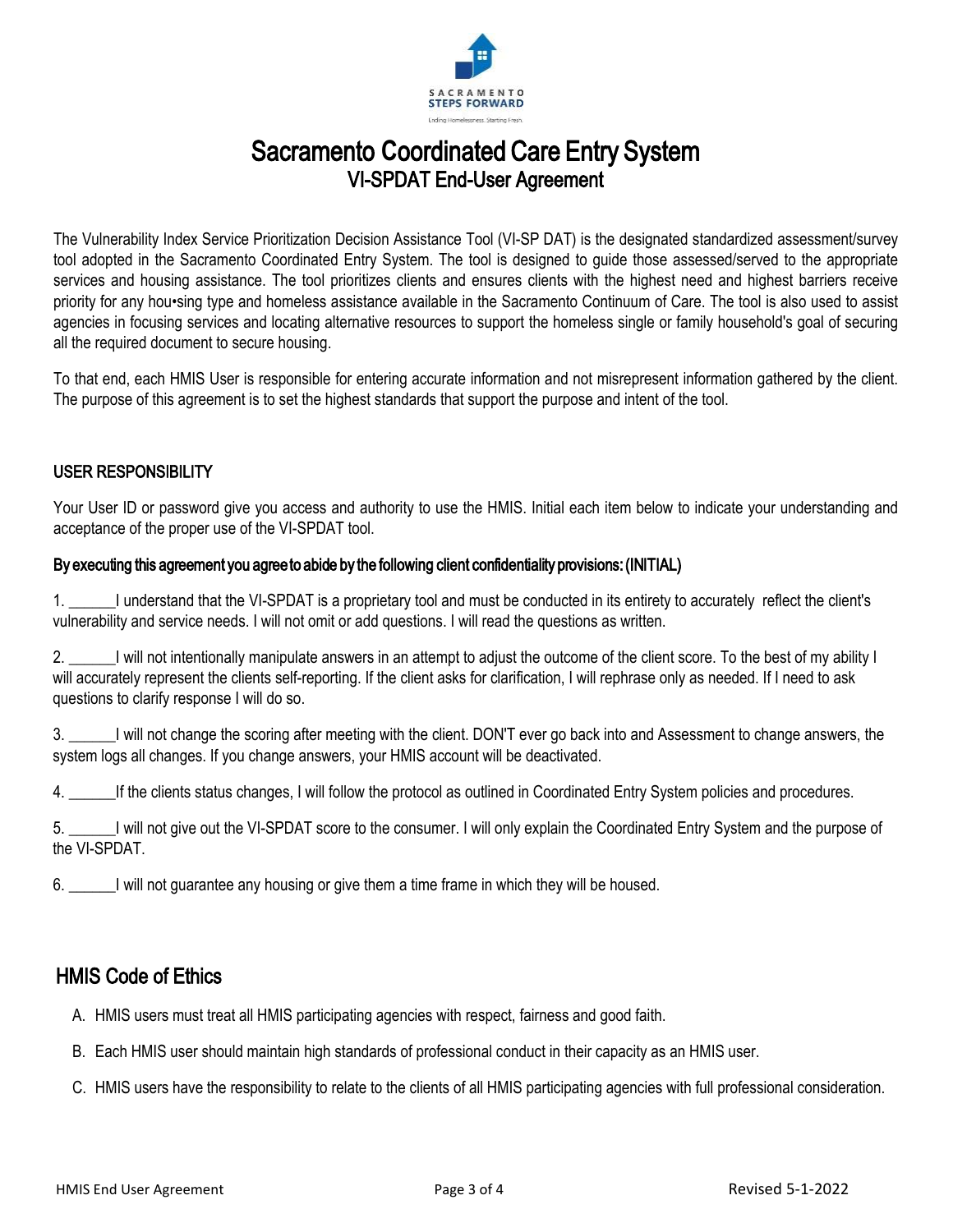SACRAMENTO STEPS FORWARD

Ending Homelessness. Starting Fresh.

# Sacramento Coordinated Care Entry System

## VI-SPDAT End-User Agreement

The Vulnerability Index Service Prioritization Decision Assistance Tool (VI-SP DAT) is the designated standardized assessment/survey tool adopted in the Sacramento Coordinated Entry System. The tool is designed to guide those assessed/served to the appropriate services and housing assistance. The tool prioritizes clients and ensures clients with the highest need and highest barriers receive priority for any hou•sing type and homeless assistance available in the Sacramento Continuum of Care. The tool is also used to assist agencies in focusing services and locating alternative resources to support the homeless single or family household's goal of securing all the required document to secure housing.

To that end, each HMIS User is responsible for entering accurate information and not misrepresent information gathered by the client. The purpose of this agreement is to set the highest standards that support the purpose and intent of the tool.

### USER RESPONSIBILITY

Your User ID or password give you access and authority to use the HMIS. Initial each item below to indicate your understanding and acceptance of the proper use of the VI-SPDAT tool.

**By executing this agreement you agree to abide by the following client confidentiality provisions: (INITIAL)**

1. ______I understand that the VI-SPDAT is a proprietary tool and must be conducted in its entirety to accurately reflect the client's vulnerability and service needs. I will not omit or add questions. I will read the questions as written.

2. ______I will not intentionally manipulate answers in an attempt to adjust the outcome of the client score. To the best of my ability I will accurately represent the clients self-reporting. If the client asks for clarification, I will rephrase only as needed. If I need to ask questions to clarify response I will do so.

3. ______I will not change the scoring after meeting with the client. DON'T ever go back into and Assessment to change answers, the system logs all changes. If you change answers, your HMIS account will be deactivated.

4. ______If the clients status changes, I will follow the protocol as outlined in Coordinated Entry System policies and procedures.

5. ______I will not give out the VI-SPDAT score to the consumer. I will only explain the Coordinated Entry System and the purpose of the VI-SPDAT.

6. ______I will not guarantee any housing or give them a time frame in which they will be housed.

### HMIS Code of Ethics

A. HMIS users must treat all HMIS participating agencies with respect, fairness and good faith.

B. Each HMIS user should maintain high standards of professional conduct in their capacity as an HMIS user.

C. HMIS users have the responsibility to relate to the clients of all HMIS participating agencies with full professional consideration.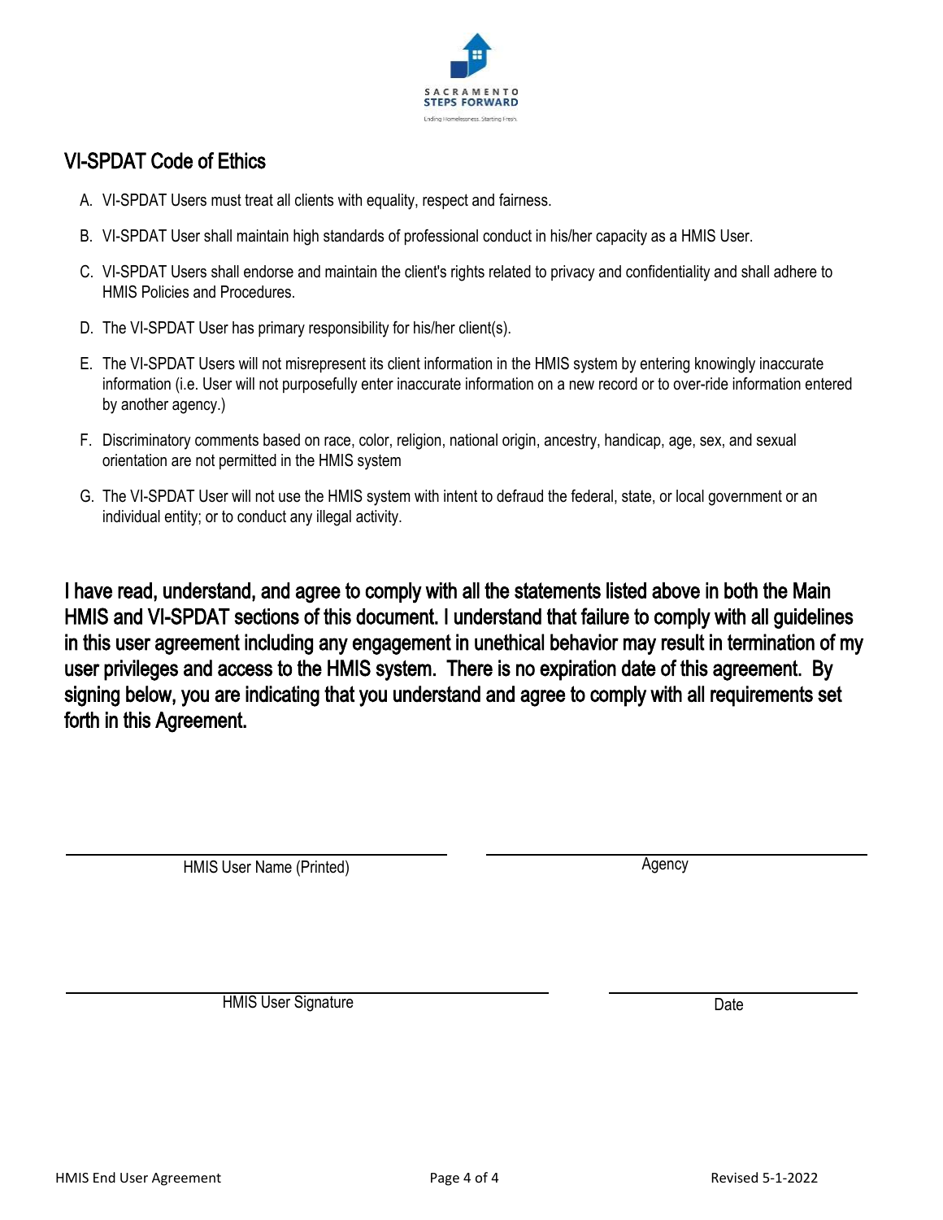## VI-SPDAT Code of Ethics

A. VI-SPDAT Users must treat all clients with equality, respect and fairness.

B. VI-SPDAT User shall maintain high standards of professional conduct in his/her capacity as a HMIS User.

C. VI-SPDAT Users shall endorse and maintain the client's rights related to privacy and confidentiality and shall adhere to HMIS Policies and Procedures.

D. The VI-SPDAT User has primary responsibility for his/her client(s).

E. The VI-SPDAT Users will not misrepresent its client information in the HMIS system by entering knowingly inaccurate information (i.e. User will not purposefully enter inaccurate information on a new record or to over-ride information entered by another agency.)

F. Discriminatory comments based on race, color, religion, national origin, ancestry, handicap, age, sex, and sexual orientation are not permitted in the HMIS system

G. The VI-SPDAT User will not use the HMIS system with intent to defraud the federal, state, or local government or an individual entity; or to conduct any illegal activity.

**I have read, understand, and agree to comply with all the statements listed above in both the Main HMIS and VI-SPDAT sections of this document. I understand that failure to comply with all guidelines in this user agreement including any engagement in unethical behavior may result in termination of my user privileges and access to the HMIS system. There is no expiration date of this agreement. By signing below, you are indicating that you understand and agree to comply with all requirements set forth in this Agreement.**

_______________________________ HMIS User Name (Printed)

_______________________________ Agency

_______________________________ HMIS User Signature

_______________________________ Date